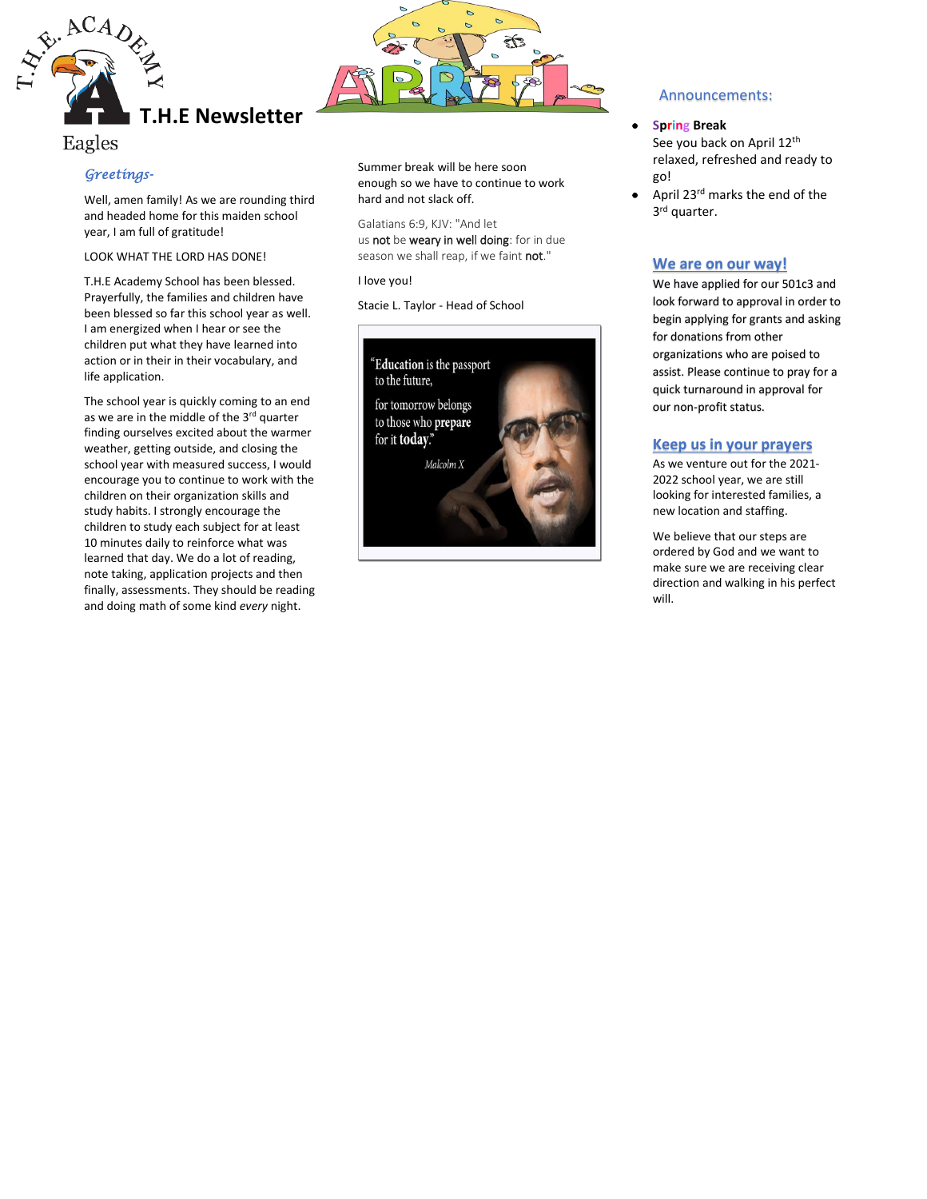# T.H.E Newsletter

T.H.E. ACADEMY Eagles

*Greetings-*

Well, amen family! As we are rounding third and headed home for this maiden school year, I am full of gratitude!

LOOK WHAT THE LORD HAS DONE!

T.H.E Academy School has been blessed. Prayerfully, the families and children have been blessed so far this school year as well. I am energized when I hear or see the children put what they have learned into action or in their in their vocabulary, and life application.

The school year is quickly coming to an end as we are in the middle of the 3rd quarter finding ourselves excited about the warmer weather, getting outside, and closing the school year with measured success, I would encourage you to continue to work with the children on their organization skills and study habits. I strongly encourage the children to study each subject for at least 10 minutes daily to reinforce what was learned that day. We do a lot of reading, note taking, application projects and then finally, assessments. They should be reading and doing math of some kind *every* night.

Summer break will be here soon enough so we have to continue to work hard and not slack off.

Galatians 6:9, KJV: "And let us not be weary in well doing: for in due season we shall reap, if we faint not."

I love you!

Stacie L. Taylor - Head of School

"Education is the passport to the future, for tomorrow belongs to those who prepare for it today."

*Malcolm X*

## Announcements:

- **Spring Break**
  See you back on April 12th relaxed, refreshed and ready to go!
- April 23rd marks the end of the 3rd quarter.

## We are on our way!

We have applied for our 501c3 and look forward to approval in order to begin applying for grants and asking for donations from other organizations who are poised to assist. Please continue to pray for a quick turnaround in approval for our non-profit status.

## Keep us in your prayers

As we venture out for the 2021-2022 school year, we are still looking for interested families, a new location and staffing.

We believe that our steps are ordered by God and we want to make sure we are receiving clear direction and walking in his perfect will.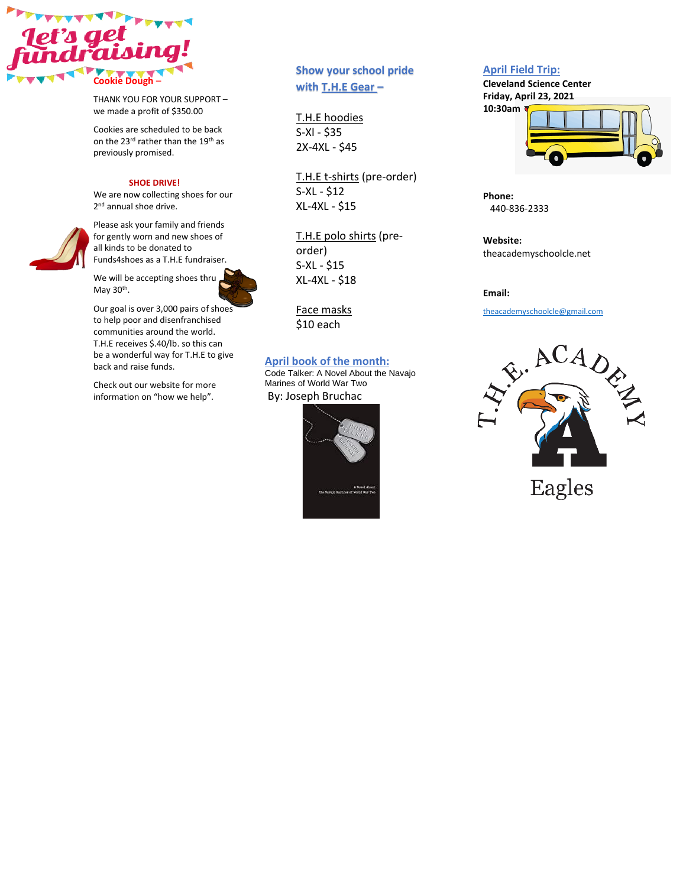# Let's get fundraising!

**Cookie Dough –**

THANK YOU FOR YOUR SUPPORT – we made a profit of $350.00

Cookies are scheduled to be back on the 23rd rather than the 19th as previously promised.

**SHOE DRIVE!**

We are now collecting shoes for our 2nd annual shoe drive.

Please ask your family and friends for gently worn and new shoes of all kinds to be donated to Funds4shoes as a T.H.E fundraiser.

We will be accepting shoes thru May 30th.

Our goal is over 3,000 pairs of shoes to help poor and disenfranchised communities around the world. T.H.E receives $.40/lb. so this can be a wonderful way for T.H.E to give back and raise funds.

Check out our website for more information on "how we help".

## Show your school pride with T.H.E Gear –

T.H.E hoodies
S-Xl - $35
2X-4XL - $45

T.H.E t-shirts (pre-order)
S-XL - $12
XL-4XL - $15

T.H.E polo shirts (pre-order)
S-XL - $15
XL-4XL - $18

Face masks
$10 each

## April book of the month:

Code Talker: A Novel About the Navajo Marines of World War Two
By: Joseph Bruchac

## April Field Trip:

**Cleveland Science Center**
**Friday, April 23, 2021**
**10:30am**

**Phone:**
440-836-2333

**Website:**
theacademyschoolcle.net

**Email:**
theacademyschoolcle@gmail.com

T.H.E. ACADEMY
Eagles